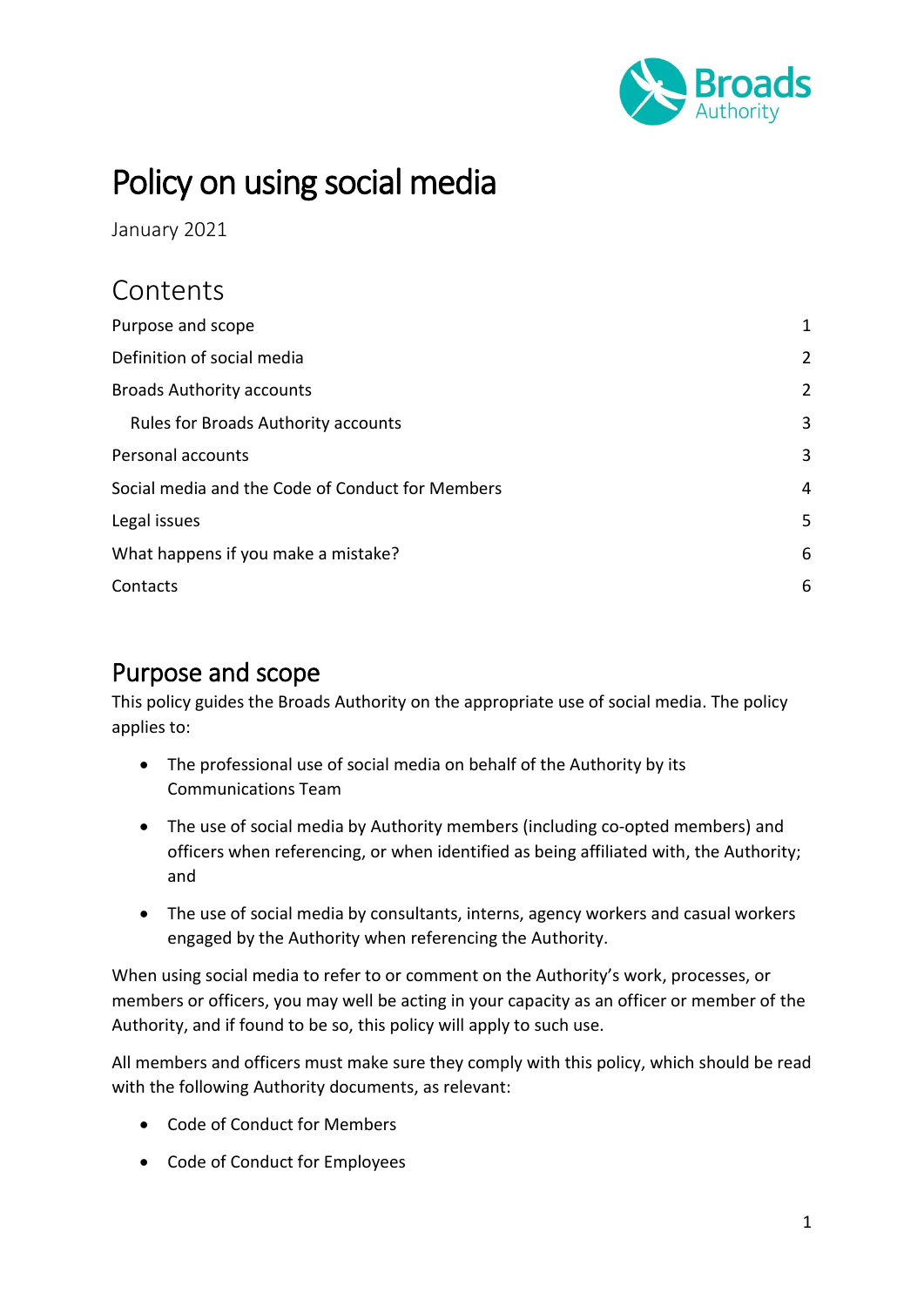# Policy on using social media

January 2021

## Contents

| | |
|---|---|
| Purpose and scope | 1 |
| Definition of social media | 2 |
| Broads Authority accounts | 2 |
| Rules for Broads Authority accounts | 3 |
| Personal accounts | 3 |
| Social media and the Code of Conduct for Members | 4 |
| Legal issues | 5 |
| What happens if you make a mistake? | 6 |
| Contacts | 6 |

## Purpose and scope

This policy guides the Broads Authority on the appropriate use of social media. The policy applies to:

- The professional use of social media on behalf of the Authority by its Communications Team
- The use of social media by Authority members (including co-opted members) and officers when referencing, or when identified as being affiliated with, the Authority; and
- The use of social media by consultants, interns, agency workers and casual workers engaged by the Authority when referencing the Authority.

When using social media to refer to or comment on the Authority's work, processes, or members or officers, you may well be acting in your capacity as an officer or member of the Authority, and if found to be so, this policy will apply to such use.

All members and officers must make sure they comply with this policy, which should be read with the following Authority documents, as relevant:

- Code of Conduct for Members
- Code of Conduct for Employees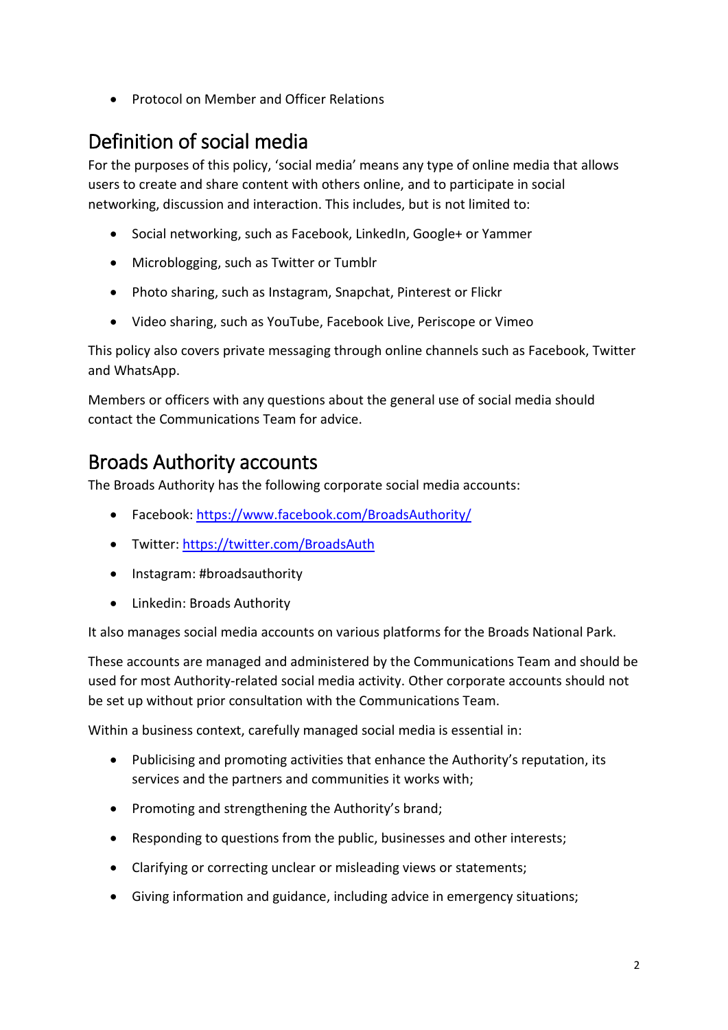- Protocol on Member and Officer Relations

## Definition of social media

For the purposes of this policy, 'social media' means any type of online media that allows users to create and share content with others online, and to participate in social networking, discussion and interaction. This includes, but is not limited to:

- Social networking, such as Facebook, LinkedIn, Google+ or Yammer
- Microblogging, such as Twitter or Tumblr
- Photo sharing, such as Instagram, Snapchat, Pinterest or Flickr
- Video sharing, such as YouTube, Facebook Live, Periscope or Vimeo

This policy also covers private messaging through online channels such as Facebook, Twitter and WhatsApp.

Members or officers with any questions about the general use of social media should contact the Communications Team for advice.

## Broads Authority accounts

The Broads Authority has the following corporate social media accounts:

- Facebook: [https://www.facebook.com/BroadsAuthority/](https://www.facebook.com/BroadsAuthority/)
- Twitter: [https://twitter.com/BroadsAuth](https://twitter.com/BroadsAuth)
- Instagram: #broadsauthority
- Linkedin: Broads Authority

It also manages social media accounts on various platforms for the Broads National Park.

These accounts are managed and administered by the Communications Team and should be used for most Authority-related social media activity. Other corporate accounts should not be set up without prior consultation with the Communications Team.

Within a business context, carefully managed social media is essential in:

- Publicising and promoting activities that enhance the Authority's reputation, its services and the partners and communities it works with;
- Promoting and strengthening the Authority's brand;
- Responding to questions from the public, businesses and other interests;
- Clarifying or correcting unclear or misleading views or statements;
- Giving information and guidance, including advice in emergency situations;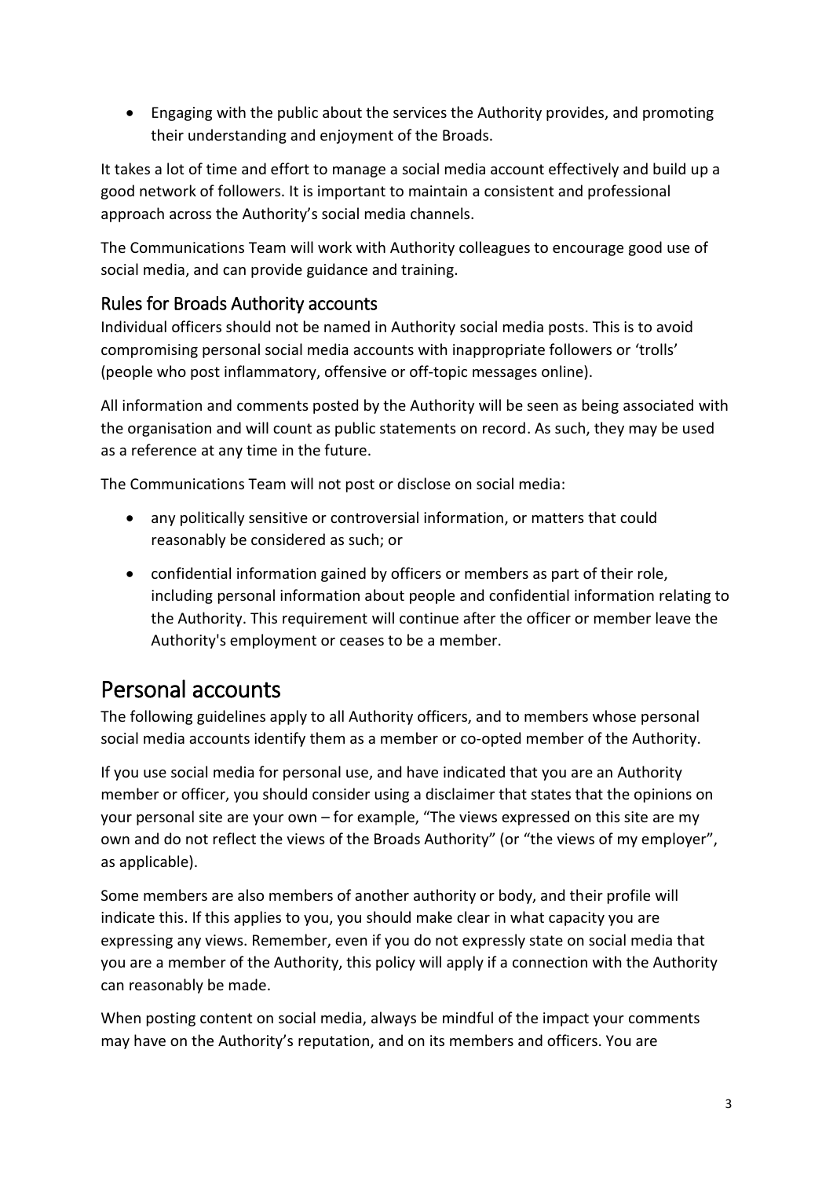- Engaging with the public about the services the Authority provides, and promoting their understanding and enjoyment of the Broads.

It takes a lot of time and effort to manage a social media account effectively and build up a good network of followers. It is important to maintain a consistent and professional approach across the Authority's social media channels.

The Communications Team will work with Authority colleagues to encourage good use of social media, and can provide guidance and training.

### Rules for Broads Authority accounts

Individual officers should not be named in Authority social media posts. This is to avoid compromising personal social media accounts with inappropriate followers or 'trolls' (people who post inflammatory, offensive or off-topic messages online).

All information and comments posted by the Authority will be seen as being associated with the organisation and will count as public statements on record. As such, they may be used as a reference at any time in the future.

The Communications Team will not post or disclose on social media:

- any politically sensitive or controversial information, or matters that could reasonably be considered as such; or
- confidential information gained by officers or members as part of their role, including personal information about people and confidential information relating to the Authority. This requirement will continue after the officer or member leave the Authority's employment or ceases to be a member.

## Personal accounts

The following guidelines apply to all Authority officers, and to members whose personal social media accounts identify them as a member or co-opted member of the Authority.

If you use social media for personal use, and have indicated that you are an Authority member or officer, you should consider using a disclaimer that states that the opinions on your personal site are your own – for example, "The views expressed on this site are my own and do not reflect the views of the Broads Authority" (or "the views of my employer", as applicable).

Some members are also members of another authority or body, and their profile will indicate this. If this applies to you, you should make clear in what capacity you are expressing any views. Remember, even if you do not expressly state on social media that you are a member of the Authority, this policy will apply if a connection with the Authority can reasonably be made.

When posting content on social media, always be mindful of the impact your comments may have on the Authority's reputation, and on its members and officers. You are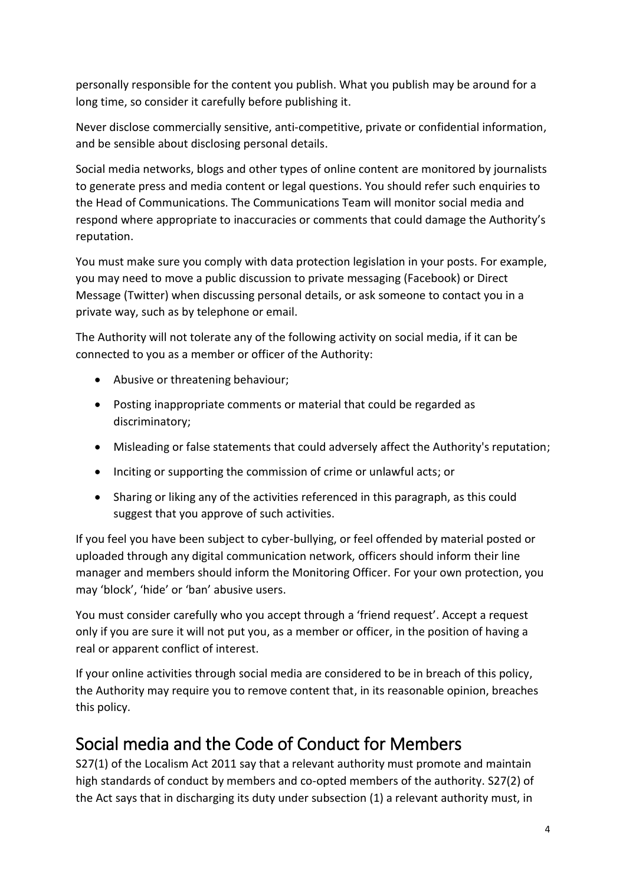personally responsible for the content you publish. What you publish may be around for a long time, so consider it carefully before publishing it.

Never disclose commercially sensitive, anti-competitive, private or confidential information, and be sensible about disclosing personal details.

Social media networks, blogs and other types of online content are monitored by journalists to generate press and media content or legal questions. You should refer such enquiries to the Head of Communications. The Communications Team will monitor social media and respond where appropriate to inaccuracies or comments that could damage the Authority's reputation.

You must make sure you comply with data protection legislation in your posts. For example, you may need to move a public discussion to private messaging (Facebook) or Direct Message (Twitter) when discussing personal details, or ask someone to contact you in a private way, such as by telephone or email.

The Authority will not tolerate any of the following activity on social media, if it can be connected to you as a member or officer of the Authority:

- Abusive or threatening behaviour;
- Posting inappropriate comments or material that could be regarded as discriminatory;
- Misleading or false statements that could adversely affect the Authority's reputation;
- Inciting or supporting the commission of crime or unlawful acts; or
- Sharing or liking any of the activities referenced in this paragraph, as this could suggest that you approve of such activities.

If you feel you have been subject to cyber-bullying, or feel offended by material posted or uploaded through any digital communication network, officers should inform their line manager and members should inform the Monitoring Officer. For your own protection, you may 'block', 'hide' or 'ban' abusive users.

You must consider carefully who you accept through a 'friend request'. Accept a request only if you are sure it will not put you, as a member or officer, in the position of having a real or apparent conflict of interest.

If your online activities through social media are considered to be in breach of this policy, the Authority may require you to remove content that, in its reasonable opinion, breaches this policy.

## Social media and the Code of Conduct for Members

S27(1) of the Localism Act 2011 say that a relevant authority must promote and maintain high standards of conduct by members and co-opted members of the authority. S27(2) of the Act says that in discharging its duty under subsection (1) a relevant authority must, in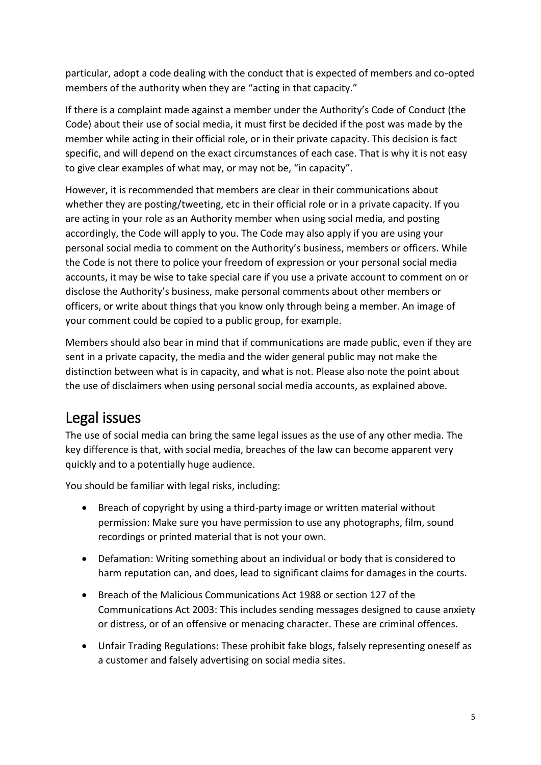particular, adopt a code dealing with the conduct that is expected of members and co-opted members of the authority when they are "acting in that capacity."

If there is a complaint made against a member under the Authority's Code of Conduct (the Code) about their use of social media, it must first be decided if the post was made by the member while acting in their official role, or in their private capacity. This decision is fact specific, and will depend on the exact circumstances of each case. That is why it is not easy to give clear examples of what may, or may not be, "in capacity".

However, it is recommended that members are clear in their communications about whether they are posting/tweeting, etc in their official role or in a private capacity. If you are acting in your role as an Authority member when using social media, and posting accordingly, the Code will apply to you. The Code may also apply if you are using your personal social media to comment on the Authority's business, members or officers. While the Code is not there to police your freedom of expression or your personal social media accounts, it may be wise to take special care if you use a private account to comment on or disclose the Authority's business, make personal comments about other members or officers, or write about things that you know only through being a member. An image of your comment could be copied to a public group, for example.

Members should also bear in mind that if communications are made public, even if they are sent in a private capacity, the media and the wider general public may not make the distinction between what is in capacity, and what is not. Please also note the point about the use of disclaimers when using personal social media accounts, as explained above.

## Legal issues

The use of social media can bring the same legal issues as the use of any other media. The key difference is that, with social media, breaches of the law can become apparent very quickly and to a potentially huge audience.

You should be familiar with legal risks, including:

- Breach of copyright by using a third-party image or written material without permission: Make sure you have permission to use any photographs, film, sound recordings or printed material that is not your own.
- Defamation: Writing something about an individual or body that is considered to harm reputation can, and does, lead to significant claims for damages in the courts.
- Breach of the Malicious Communications Act 1988 or section 127 of the Communications Act 2003: This includes sending messages designed to cause anxiety or distress, or of an offensive or menacing character. These are criminal offences.
- Unfair Trading Regulations: These prohibit fake blogs, falsely representing oneself as a customer and falsely advertising on social media sites.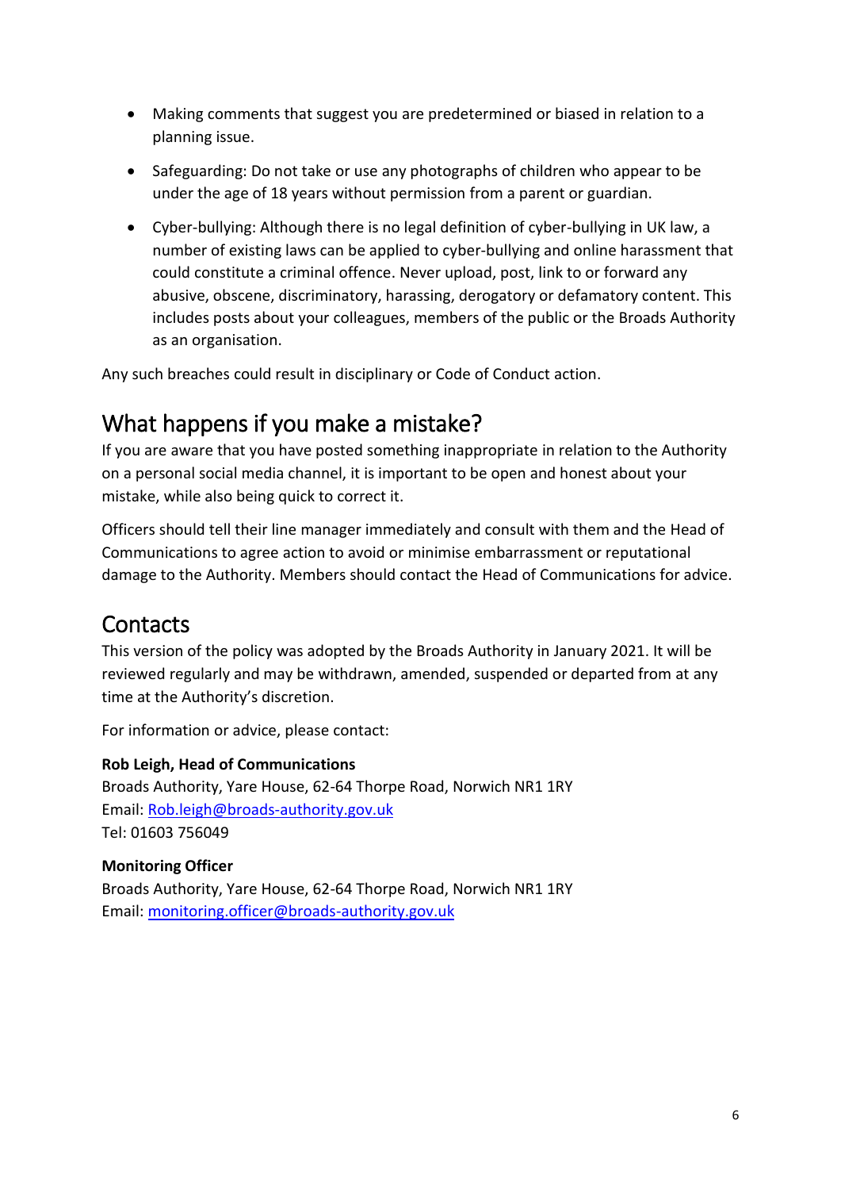- Making comments that suggest you are predetermined or biased in relation to a planning issue.
- Safeguarding: Do not take or use any photographs of children who appear to be under the age of 18 years without permission from a parent or guardian.
- Cyber-bullying: Although there is no legal definition of cyber-bullying in UK law, a number of existing laws can be applied to cyber-bullying and online harassment that could constitute a criminal offence. Never upload, post, link to or forward any abusive, obscene, discriminatory, harassing, derogatory or defamatory content. This includes posts about your colleagues, members of the public or the Broads Authority as an organisation.

Any such breaches could result in disciplinary or Code of Conduct action.

## What happens if you make a mistake?

If you are aware that you have posted something inappropriate in relation to the Authority on a personal social media channel, it is important to be open and honest about your mistake, while also being quick to correct it.

Officers should tell their line manager immediately and consult with them and the Head of Communications to agree action to avoid or minimise embarrassment or reputational damage to the Authority. Members should contact the Head of Communications for advice.

## Contacts

This version of the policy was adopted by the Broads Authority in January 2021. It will be reviewed regularly and may be withdrawn, amended, suspended or departed from at any time at the Authority's discretion.

For information or advice, please contact:

**Rob Leigh, Head of Communications**
Broads Authority, Yare House, 62-64 Thorpe Road, Norwich NR1 1RY
Email: Rob.leigh@broads-authority.gov.uk
Tel: 01603 756049

**Monitoring Officer**
Broads Authority, Yare House, 62-64 Thorpe Road, Norwich NR1 1RY
Email: monitoring.officer@broads-authority.gov.uk